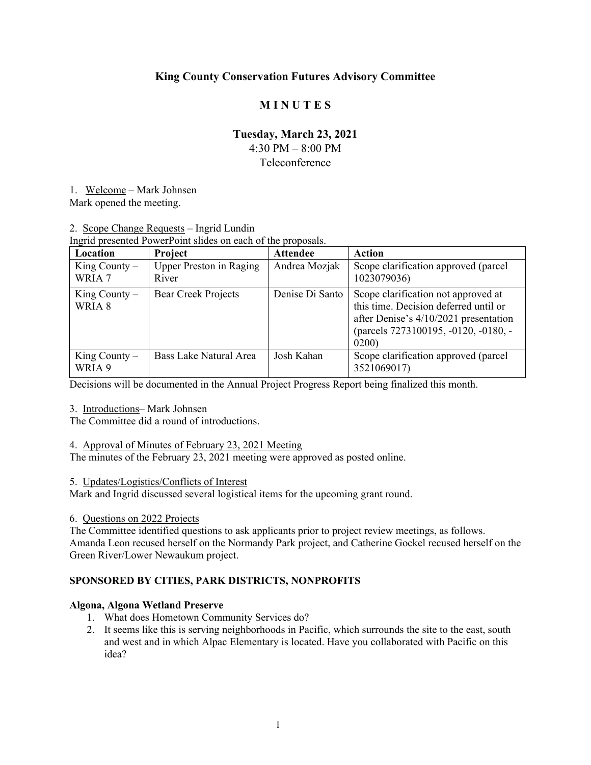# King County Conservation Futures Advisory Committee

## M I N U T E S

### Tuesday, March 23, 2021

4:30 PM – 8:00 PM

Teleconference

1. Welcome – Mark Johnsen

Mark opened the meeting.

2. Scope Change Requests – Ingrid Lundin

Ingrid presented PowerPoint slides on each of the proposals.

| Location | Project | Attendee | Action |
|---|---|---|---|
| King County – WRIA 7 | Upper Preston in Raging River | Andrea Mozjak | Scope clarification approved (parcel 1023079036) |
| King County – WRIA 8 | Bear Creek Projects | Denise Di Santo | Scope clarification not approved at this time. Decision deferred until or after Denise's 4/10/2021 presentation (parcels 7273100195, -0120, -0180, -0200) |
| King County – WRIA 9 | Bass Lake Natural Area | Josh Kahan | Scope clarification approved (parcel 3521069017) |

Decisions will be documented in the Annual Project Progress Report being finalized this month.

3. Introductions– Mark Johnsen

The Committee did a round of introductions.

4. Approval of Minutes of February 23, 2021 Meeting

The minutes of the February 23, 2021 meeting were approved as posted online.

5. Updates/Logistics/Conflicts of Interest

Mark and Ingrid discussed several logistical items for the upcoming grant round.

6. Questions on 2022 Projects

The Committee identified questions to ask applicants prior to project review meetings, as follows. Amanda Leon recused herself on the Normandy Park project, and Catherine Gockel recused herself on the Green River/Lower Newaukum project.

**SPONSORED BY CITIES, PARK DISTRICTS, NONPROFITS**

**Algona, Algona Wetland Preserve**

1. What does Hometown Community Services do?
2. It seems like this is serving neighborhoods in Pacific, which surrounds the site to the east, south and west and in which Alpac Elementary is located. Have you collaborated with Pacific on this idea?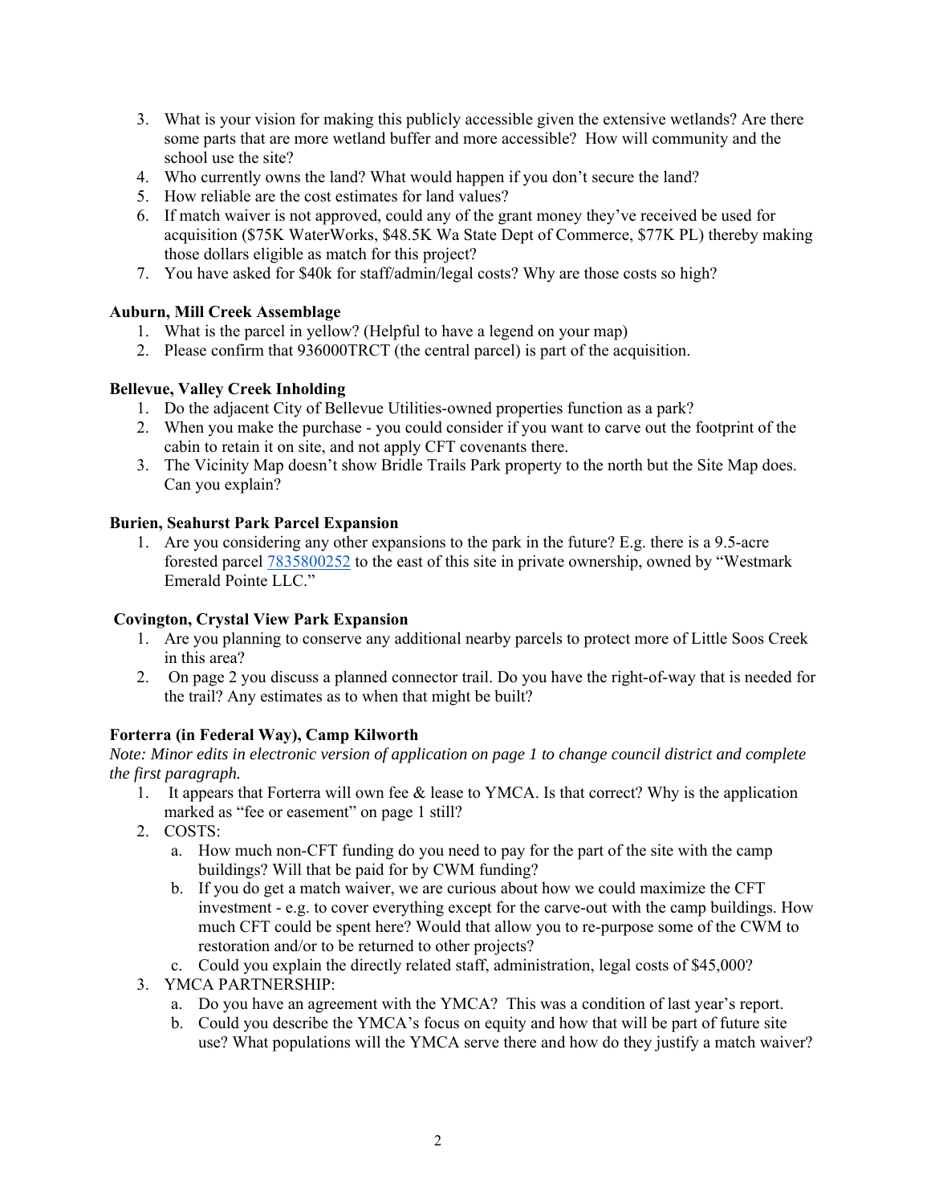3. What is your vision for making this publicly accessible given the extensive wetlands? Are there some parts that are more wetland buffer and more accessible? How will community and the school use the site?
4. Who currently owns the land? What would happen if you don't secure the land?
5. How reliable are the cost estimates for land values?
6. If match waiver is not approved, could any of the grant money they've received be used for acquisition ($75K WaterWorks, $48.5K Wa State Dept of Commerce, $77K PL) thereby making those dollars eligible as match for this project?
7. You have asked for $40k for staff/admin/legal costs? Why are those costs so high?

**Auburn, Mill Creek Assemblage**

1. What is the parcel in yellow? (Helpful to have a legend on your map)
2. Please confirm that 936000TRCT (the central parcel) is part of the acquisition.

**Bellevue, Valley Creek Inholding**

1. Do the adjacent City of Bellevue Utilities-owned properties function as a park?
2. When you make the purchase - you could consider if you want to carve out the footprint of the cabin to retain it on site, and not apply CFT covenants there.
3. The Vicinity Map doesn't show Bridle Trails Park property to the north but the Site Map does. Can you explain?

**Burien, Seahurst Park Parcel Expansion**

1. Are you considering any other expansions to the park in the future? E.g. there is a 9.5-acre forested parcel 7835800252 to the east of this site in private ownership, owned by "Westmark Emerald Pointe LLC."

**Covington, Crystal View Park Expansion**

1. Are you planning to conserve any additional nearby parcels to protect more of Little Soos Creek in this area?
2. On page 2 you discuss a planned connector trail. Do you have the right-of-way that is needed for the trail? Any estimates as to when that might be built?

**Forterra (in Federal Way), Camp Kilworth**

*Note: Minor edits in electronic version of application on page 1 to change council district and complete the first paragraph.*

1. It appears that Forterra will own fee & lease to YMCA. Is that correct? Why is the application marked as "fee or easement" on page 1 still?
2. COSTS:
   a. How much non-CFT funding do you need to pay for the part of the site with the camp buildings? Will that be paid for by CWM funding?
   b. If you do get a match waiver, we are curious about how we could maximize the CFT investment - e.g. to cover everything except for the carve-out with the camp buildings. How much CFT could be spent here? Would that allow you to re-purpose some of the CWM to restoration and/or to be returned to other projects?
   c. Could you explain the directly related staff, administration, legal costs of $45,000?
3. YMCA PARTNERSHIP:
   a. Do you have an agreement with the YMCA? This was a condition of last year's report.
   b. Could you describe the YMCA's focus on equity and how that will be part of future site use? What populations will the YMCA serve there and how do they justify a match waiver?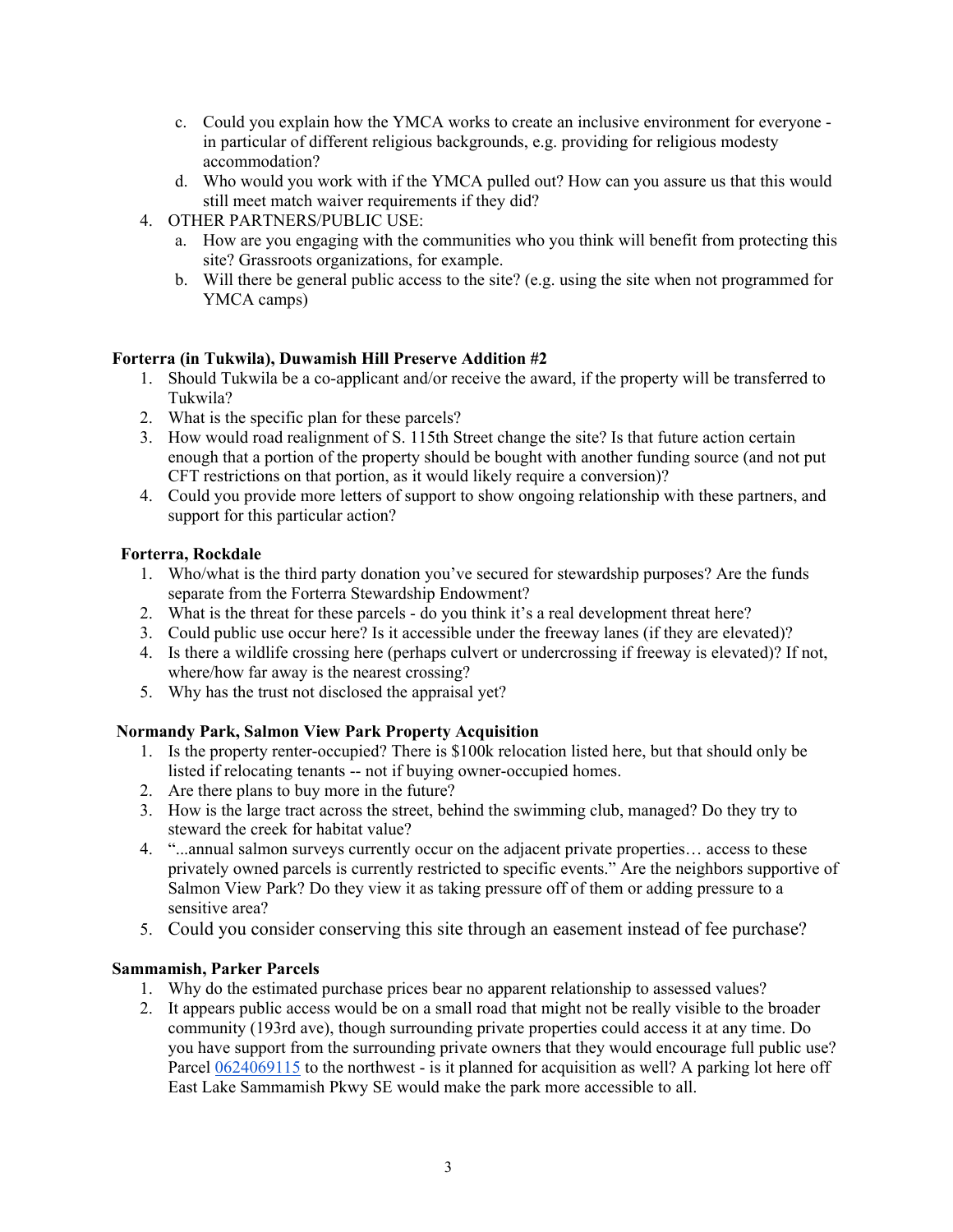c. Could you explain how the YMCA works to create an inclusive environment for everyone - in particular of different religious backgrounds, e.g. providing for religious modesty accommodation?
   d. Who would you work with if the YMCA pulled out? How can you assure us that this would still meet match waiver requirements if they did?

4. OTHER PARTNERS/PUBLIC USE:
   a. How are you engaging with the communities who you think will benefit from protecting this site? Grassroots organizations, for example.
   b. Will there be general public access to the site? (e.g. using the site when not programmed for YMCA camps)

**Forterra (in Tukwila), Duwamish Hill Preserve Addition #2**

1. Should Tukwila be a co-applicant and/or receive the award, if the property will be transferred to Tukwila?
2. What is the specific plan for these parcels?
3. How would road realignment of S. 115th Street change the site? Is that future action certain enough that a portion of the property should be bought with another funding source (and not put CFT restrictions on that portion, as it would likely require a conversion)?
4. Could you provide more letters of support to show ongoing relationship with these partners, and support for this particular action?

**Forterra, Rockdale**

1. Who/what is the third party donation you've secured for stewardship purposes? Are the funds separate from the Forterra Stewardship Endowment?
2. What is the threat for these parcels - do you think it's a real development threat here?
3. Could public use occur here? Is it accessible under the freeway lanes (if they are elevated)?
4. Is there a wildlife crossing here (perhaps culvert or undercrossing if freeway is elevated)? If not, where/how far away is the nearest crossing?
5. Why has the trust not disclosed the appraisal yet?

**Normandy Park, Salmon View Park Property Acquisition**

1. Is the property renter-occupied? There is $100k relocation listed here, but that should only be listed if relocating tenants -- not if buying owner-occupied homes.
2. Are there plans to buy more in the future?
3. How is the large tract across the street, behind the swimming club, managed? Do they try to steward the creek for habitat value?
4. "...annual salmon surveys currently occur on the adjacent private properties… access to these privately owned parcels is currently restricted to specific events." Are the neighbors supportive of Salmon View Park? Do they view it as taking pressure off of them or adding pressure to a sensitive area?
5. Could you consider conserving this site through an easement instead of fee purchase?

**Sammamish, Parker Parcels**

1. Why do the estimated purchase prices bear no apparent relationship to assessed values?
2. It appears public access would be on a small road that might not be really visible to the broader community (193rd ave), though surrounding private properties could access it at any time. Do you have support from the surrounding private owners that they would encourage full public use? Parcel 0624069115 to the northwest - is it planned for acquisition as well? A parking lot here off East Lake Sammamish Pkwy SE would make the park more accessible to all.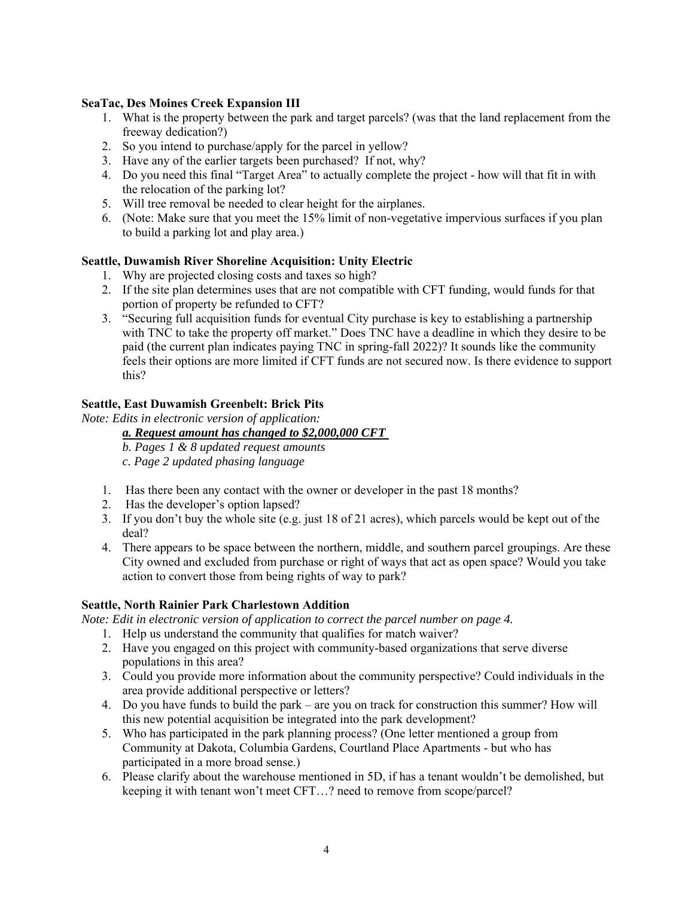**SeaTac, Des Moines Creek Expansion III**

1. What is the property between the park and target parcels? (was that the land replacement from the freeway dedication?)
2. So you intend to purchase/apply for the parcel in yellow?
3. Have any of the earlier targets been purchased? If not, why?
4. Do you need this final "Target Area" to actually complete the project - how will that fit in with the relocation of the parking lot?
5. Will tree removal be needed to clear height for the airplanes.
6. (Note: Make sure that you meet the 15% limit of non-vegetative impervious surfaces if you plan to build a parking lot and play area.)

**Seattle, Duwamish River Shoreline Acquisition: Unity Electric**

1. Why are projected closing costs and taxes so high?
2. If the site plan determines uses that are not compatible with CFT funding, would funds for that portion of property be refunded to CFT?
3. "Securing full acquisition funds for eventual City purchase is key to establishing a partnership with TNC to take the property off market." Does TNC have a deadline in which they desire to be paid (the current plan indicates paying TNC in spring-fall 2022)? It sounds like the community feels their options are more limited if CFT funds are not secured now. Is there evidence to support this?

**Seattle, East Duwamish Greenbelt: Brick Pits**

*Note: Edits in electronic version of application:*

*a.* ***Request amount has changed to $2,000,000 CFT***
*b. Pages 1 & 8 updated request amounts*
*c. Page 2 updated phasing language*

1. Has there been any contact with the owner or developer in the past 18 months?
2. Has the developer's option lapsed?
3. If you don't buy the whole site (e.g. just 18 of 21 acres), which parcels would be kept out of the deal?
4. There appears to be space between the northern, middle, and southern parcel groupings. Are these City owned and excluded from purchase or right of ways that act as open space? Would you take action to convert those from being rights of way to park?

**Seattle, North Rainier Park Charlestown Addition**

*Note: Edit in electronic version of application to correct the parcel number on page 4.*

1. Help us understand the community that qualifies for match waiver?
2. Have you engaged on this project with community-based organizations that serve diverse populations in this area?
3. Could you provide more information about the community perspective? Could individuals in the area provide additional perspective or letters?
4. Do you have funds to build the park – are you on track for construction this summer? How will this new potential acquisition be integrated into the park development?
5. Who has participated in the park planning process? (One letter mentioned a group from Community at Dakota, Columbia Gardens, Courtland Place Apartments - but who has participated in a more broad sense.)
6. Please clarify about the warehouse mentioned in 5D, if has a tenant wouldn't be demolished, but keeping it with tenant won't meet CFT…? need to remove from scope/parcel?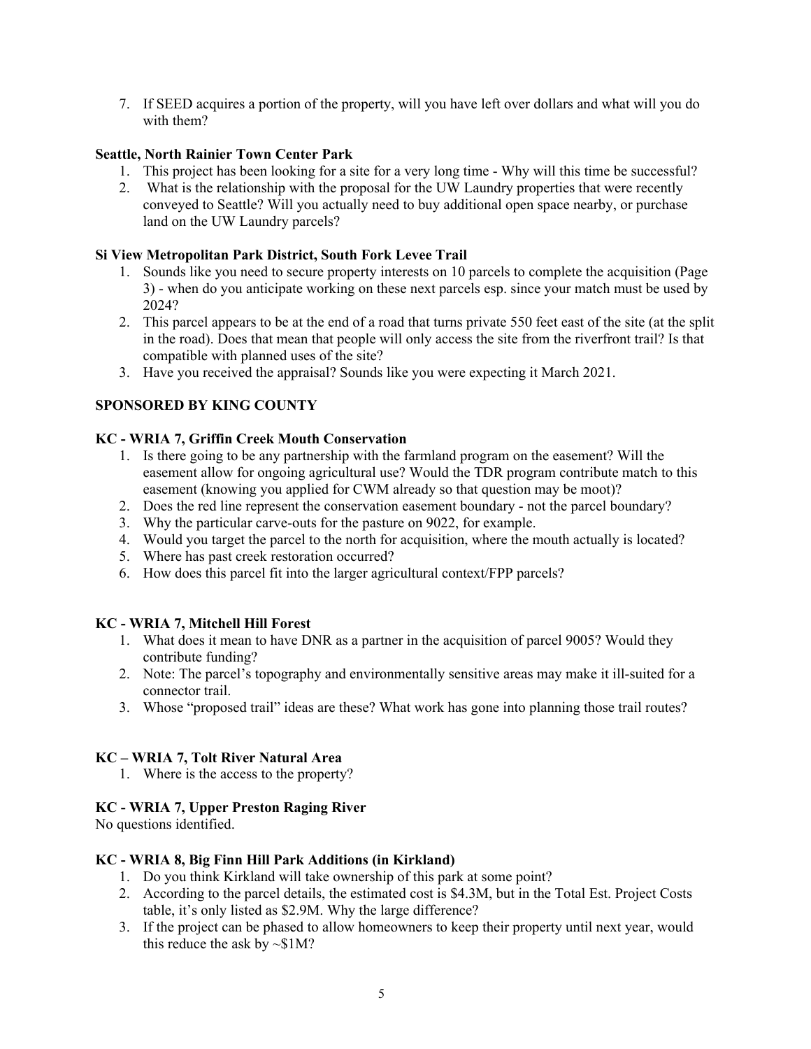7. If SEED acquires a portion of the property, will you have left over dollars and what will you do with them?

**Seattle, North Rainier Town Center Park**

1. This project has been looking for a site for a very long time - Why will this time be successful?
2. What is the relationship with the proposal for the UW Laundry properties that were recently conveyed to Seattle? Will you actually need to buy additional open space nearby, or purchase land on the UW Laundry parcels?

**Si View Metropolitan Park District, South Fork Levee Trail**

1. Sounds like you need to secure property interests on 10 parcels to complete the acquisition (Page 3) - when do you anticipate working on these next parcels esp. since your match must be used by 2024?
2. This parcel appears to be at the end of a road that turns private 550 feet east of the site (at the split in the road). Does that mean that people will only access the site from the riverfront trail? Is that compatible with planned uses of the site?
3. Have you received the appraisal? Sounds like you were expecting it March 2021.

**SPONSORED BY KING COUNTY**

**KC - WRIA 7, Griffin Creek Mouth Conservation**

1. Is there going to be any partnership with the farmland program on the easement? Will the easement allow for ongoing agricultural use? Would the TDR program contribute match to this easement (knowing you applied for CWM already so that question may be moot)?
2. Does the red line represent the conservation easement boundary - not the parcel boundary?
3. Why the particular carve-outs for the pasture on 9022, for example.
4. Would you target the parcel to the north for acquisition, where the mouth actually is located?
5. Where has past creek restoration occurred?
6. How does this parcel fit into the larger agricultural context/FPP parcels?

**KC - WRIA 7, Mitchell Hill Forest**

1. What does it mean to have DNR as a partner in the acquisition of parcel 9005? Would they contribute funding?
2. Note: The parcel's topography and environmentally sensitive areas may make it ill-suited for a connector trail.
3. Whose "proposed trail" ideas are these? What work has gone into planning those trail routes?

**KC – WRIA 7, Tolt River Natural Area**

1. Where is the access to the property?

**KC - WRIA 7, Upper Preston Raging River**

No questions identified.

**KC - WRIA 8, Big Finn Hill Park Additions (in Kirkland)**

1. Do you think Kirkland will take ownership of this park at some point?
2. According to the parcel details, the estimated cost is $4.3M, but in the Total Est. Project Costs table, it's only listed as $2.9M. Why the large difference?
3. If the project can be phased to allow homeowners to keep their property until next year, would this reduce the ask by ~$1M?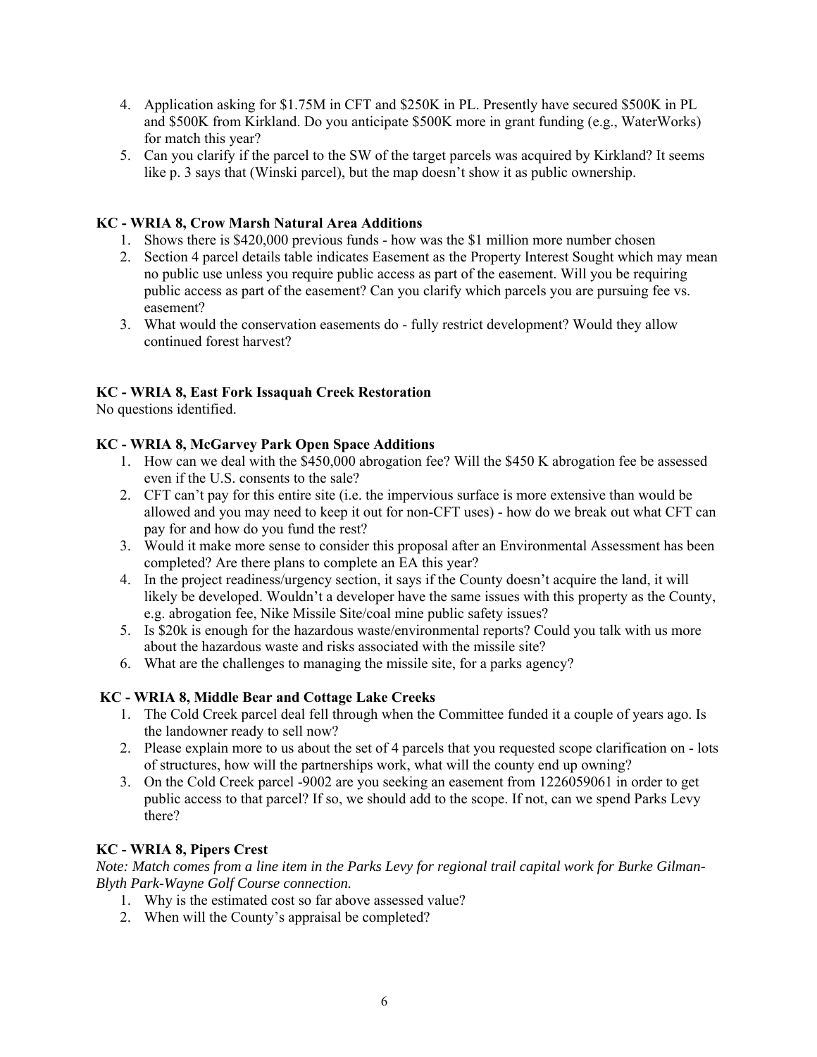4. Application asking for \$1.75M in CFT and \$250K in PL. Presently have secured \$500K in PL and \$500K from Kirkland. Do you anticipate \$500K more in grant funding (e.g., WaterWorks) for match this year?
5. Can you clarify if the parcel to the SW of the target parcels was acquired by Kirkland? It seems like p. 3 says that (Winski parcel), but the map doesn't show it as public ownership.

**KC - WRIA 8, Crow Marsh Natural Area Additions**

1. Shows there is \$420,000 previous funds - how was the \$1 million more number chosen
2. Section 4 parcel details table indicates Easement as the Property Interest Sought which may mean no public use unless you require public access as part of the easement. Will you be requiring public access as part of the easement? Can you clarify which parcels you are pursuing fee vs. easement?
3. What would the conservation easements do - fully restrict development? Would they allow continued forest harvest?

**KC - WRIA 8, East Fork Issaquah Creek Restoration**

No questions identified.

**KC - WRIA 8, McGarvey Park Open Space Additions**

1. How can we deal with the \$450,000 abrogation fee? Will the \$450 K abrogation fee be assessed even if the U.S. consents to the sale?
2. CFT can't pay for this entire site (i.e. the impervious surface is more extensive than would be allowed and you may need to keep it out for non-CFT uses) - how do we break out what CFT can pay for and how do you fund the rest?
3. Would it make more sense to consider this proposal after an Environmental Assessment has been completed? Are there plans to complete an EA this year?
4. In the project readiness/urgency section, it says if the County doesn't acquire the land, it will likely be developed. Wouldn't a developer have the same issues with this property as the County, e.g. abrogation fee, Nike Missile Site/coal mine public safety issues?
5. Is \$20k is enough for the hazardous waste/environmental reports? Could you talk with us more about the hazardous waste and risks associated with the missile site?
6. What are the challenges to managing the missile site, for a parks agency?

**KC - WRIA 8, Middle Bear and Cottage Lake Creeks**

1. The Cold Creek parcel deal fell through when the Committee funded it a couple of years ago. Is the landowner ready to sell now?
2. Please explain more to us about the set of 4 parcels that you requested scope clarification on - lots of structures, how will the partnerships work, what will the county end up owning?
3. On the Cold Creek parcel -9002 are you seeking an easement from 1226059061 in order to get public access to that parcel? If so, we should add to the scope. If not, can we spend Parks Levy there?

**KC - WRIA 8, Pipers Crest**

*Note: Match comes from a line item in the Parks Levy for regional trail capital work for Burke Gilman-Blyth Park-Wayne Golf Course connection.*

1. Why is the estimated cost so far above assessed value?
2. When will the County's appraisal be completed?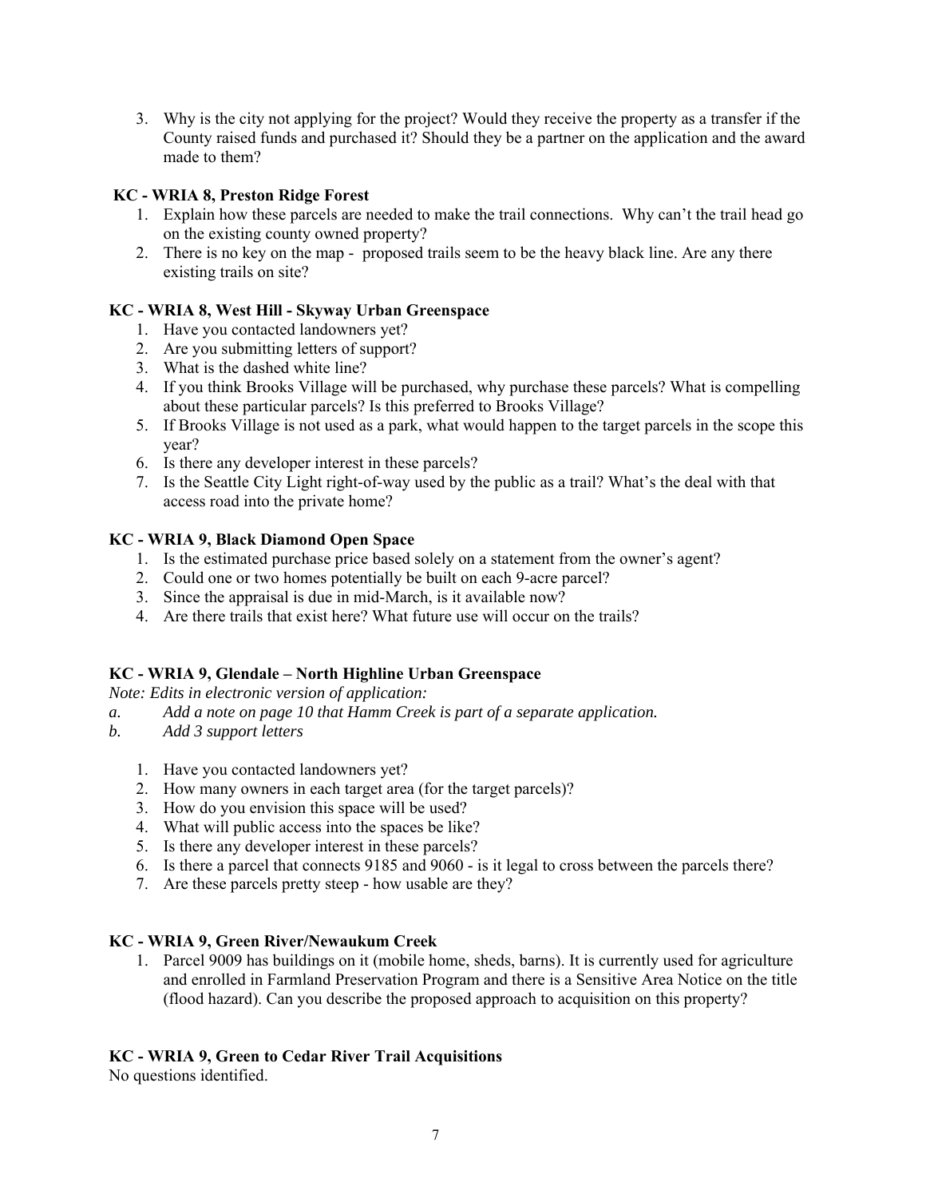3. Why is the city not applying for the project? Would they receive the property as a transfer if the County raised funds and purchased it? Should they be a partner on the application and the award made to them?

**KC - WRIA 8, Preston Ridge Forest**

1. Explain how these parcels are needed to make the trail connections. Why can't the trail head go on the existing county owned property?
2. There is no key on the map - proposed trails seem to be the heavy black line. Are any there existing trails on site?

**KC - WRIA 8, West Hill - Skyway Urban Greenspace**

1. Have you contacted landowners yet?
2. Are you submitting letters of support?
3. What is the dashed white line?
4. If you think Brooks Village will be purchased, why purchase these parcels? What is compelling about these particular parcels? Is this preferred to Brooks Village?
5. If Brooks Village is not used as a park, what would happen to the target parcels in the scope this year?
6. Is there any developer interest in these parcels?
7. Is the Seattle City Light right-of-way used by the public as a trail? What's the deal with that access road into the private home?

**KC - WRIA 9, Black Diamond Open Space**

1. Is the estimated purchase price based solely on a statement from the owner's agent?
2. Could one or two homes potentially be built on each 9-acre parcel?
3. Since the appraisal is due in mid-March, is it available now?
4. Are there trails that exist here? What future use will occur on the trails?

**KC - WRIA 9, Glendale – North Highline Urban Greenspace**

*Note: Edits in electronic version of application:*

*a. Add a note on page 10 that Hamm Creek is part of a separate application.*

*b. Add 3 support letters*

1. Have you contacted landowners yet?
2. How many owners in each target area (for the target parcels)?
3. How do you envision this space will be used?
4. What will public access into the spaces be like?
5. Is there any developer interest in these parcels?
6. Is there a parcel that connects 9185 and 9060 - is it legal to cross between the parcels there?
7. Are these parcels pretty steep - how usable are they?

**KC - WRIA 9, Green River/Newaukum Creek**

1. Parcel 9009 has buildings on it (mobile home, sheds, barns). It is currently used for agriculture and enrolled in Farmland Preservation Program and there is a Sensitive Area Notice on the title (flood hazard). Can you describe the proposed approach to acquisition on this property?

**KC - WRIA 9, Green to Cedar River Trail Acquisitions**

No questions identified.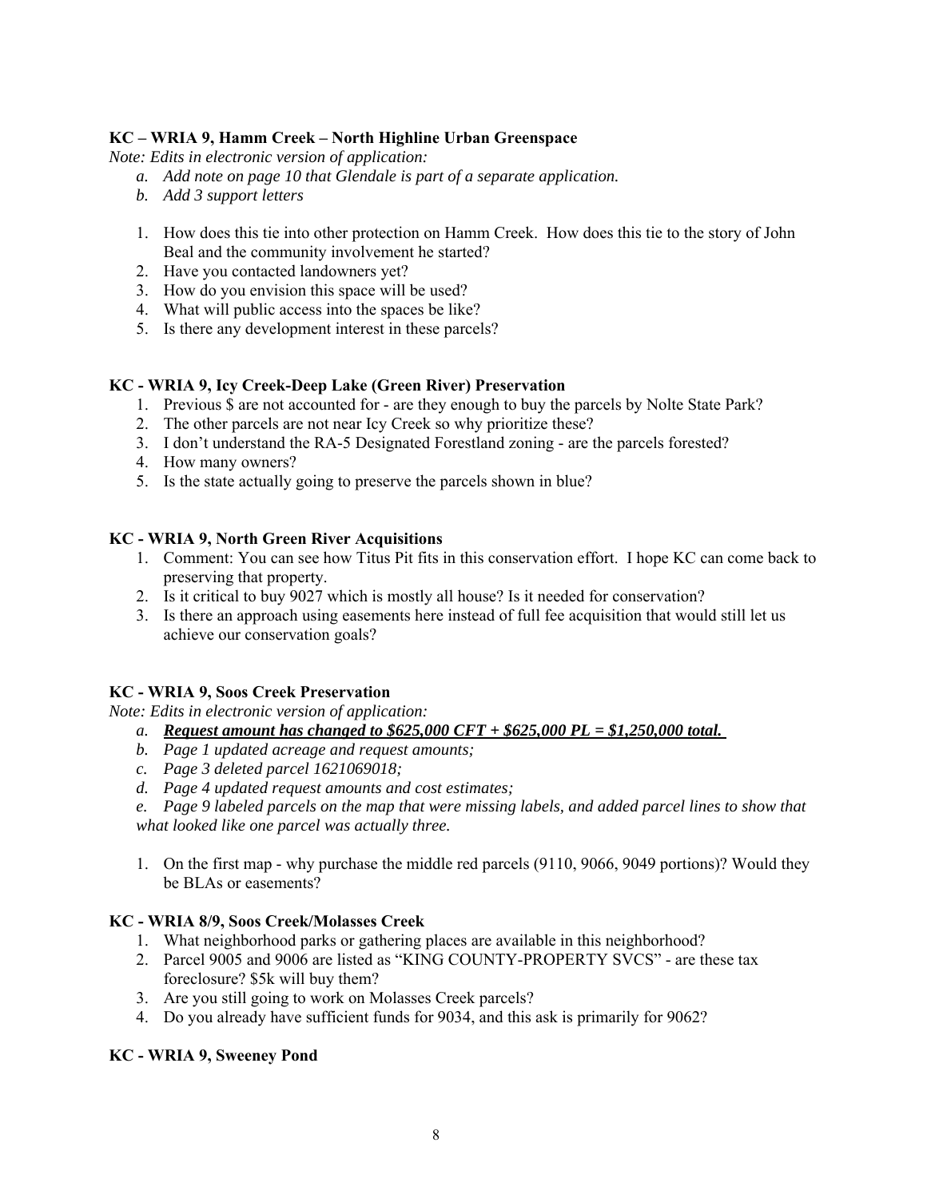**KC – WRIA 9, Hamm Creek – North Highline Urban Greenspace**

*Note: Edits in electronic version of application:*

- *a. Add note on page 10 that Glendale is part of a separate application.*
- *b. Add 3 support letters*

1. How does this tie into other protection on Hamm Creek. How does this tie to the story of John Beal and the community involvement he started?
2. Have you contacted landowners yet?
3. How do you envision this space will be used?
4. What will public access into the spaces be like?
5. Is there any development interest in these parcels?

**KC - WRIA 9, Icy Creek-Deep Lake (Green River) Preservation**

1. Previous $ are not accounted for - are they enough to buy the parcels by Nolte State Park?
2. The other parcels are not near Icy Creek so why prioritize these?
3. I don't understand the RA-5 Designated Forestland zoning - are the parcels forested?
4. How many owners?
5. Is the state actually going to preserve the parcels shown in blue?

**KC - WRIA 9, North Green River Acquisitions**

1. Comment: You can see how Titus Pit fits in this conservation effort. I hope KC can come back to preserving that property.
2. Is it critical to buy 9027 which is mostly all house? Is it needed for conservation?
3. Is there an approach using easements here instead of full fee acquisition that would still let us achieve our conservation goals?

**KC - WRIA 9, Soos Creek Preservation**

*Note: Edits in electronic version of application:*

- *a. **Request amount has changed to $625,000 CFT + $625,000 PL = $1,250,000 total.***
- *b. Page 1 updated acreage and request amounts;*
- *c. Page 3 deleted parcel 1621069018;*
- *d. Page 4 updated request amounts and cost estimates;*
- *e. Page 9 labeled parcels on the map that were missing labels, and added parcel lines to show that what looked like one parcel was actually three.*

1. On the first map - why purchase the middle red parcels (9110, 9066, 9049 portions)? Would they be BLAs or easements?

**KC - WRIA 8/9, Soos Creek/Molasses Creek**

1. What neighborhood parks or gathering places are available in this neighborhood?
2. Parcel 9005 and 9006 are listed as "KING COUNTY-PROPERTY SVCS" - are these tax foreclosure? $5k will buy them?
3. Are you still going to work on Molasses Creek parcels?
4. Do you already have sufficient funds for 9034, and this ask is primarily for 9062?

**KC - WRIA 9, Sweeney Pond**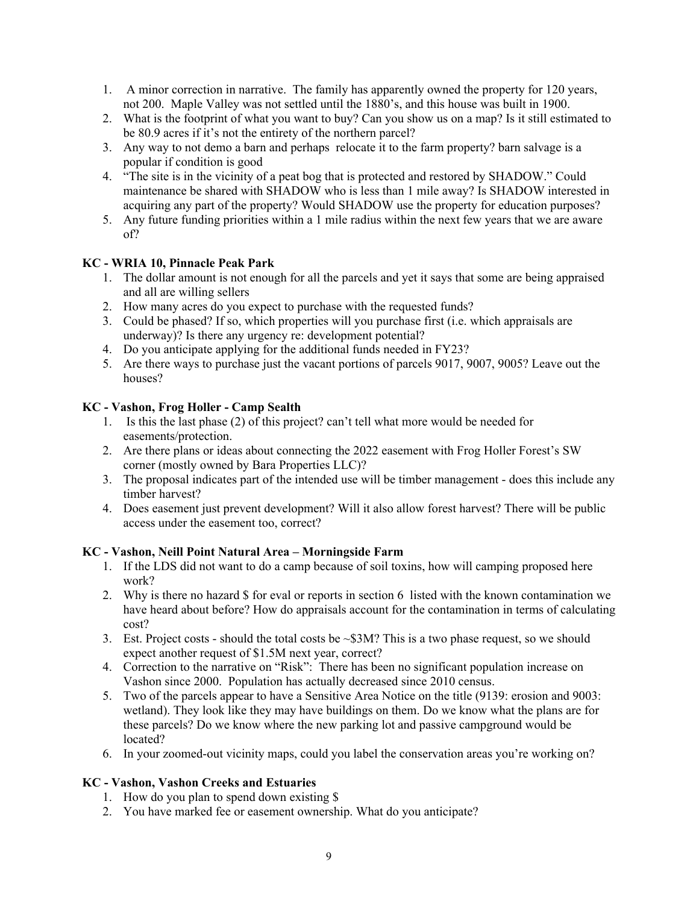1. A minor correction in narrative. The family has apparently owned the property for 120 years, not 200. Maple Valley was not settled until the 1880's, and this house was built in 1900.
2. What is the footprint of what you want to buy? Can you show us on a map? Is it still estimated to be 80.9 acres if it's not the entirety of the northern parcel?
3. Any way to not demo a barn and perhaps relocate it to the farm property? barn salvage is a popular if condition is good
4. "The site is in the vicinity of a peat bog that is protected and restored by SHADOW." Could maintenance be shared with SHADOW who is less than 1 mile away? Is SHADOW interested in acquiring any part of the property? Would SHADOW use the property for education purposes?
5. Any future funding priorities within a 1 mile radius within the next few years that we are aware of?

**KC - WRIA 10, Pinnacle Peak Park**

1. The dollar amount is not enough for all the parcels and yet it says that some are being appraised and all are willing sellers
2. How many acres do you expect to purchase with the requested funds?
3. Could be phased? If so, which properties will you purchase first (i.e. which appraisals are underway)? Is there any urgency re: development potential?
4. Do you anticipate applying for the additional funds needed in FY23?
5. Are there ways to purchase just the vacant portions of parcels 9017, 9007, 9005? Leave out the houses?

**KC - Vashon, Frog Holler - Camp Sealth**

1. Is this the last phase (2) of this project? can't tell what more would be needed for easements/protection.
2. Are there plans or ideas about connecting the 2022 easement with Frog Holler Forest's SW corner (mostly owned by Bara Properties LLC)?
3. The proposal indicates part of the intended use will be timber management - does this include any timber harvest?
4. Does easement just prevent development? Will it also allow forest harvest? There will be public access under the easement too, correct?

**KC - Vashon, Neill Point Natural Area – Morningside Farm**

1. If the LDS did not want to do a camp because of soil toxins, how will camping proposed here work?
2. Why is there no hazard $ for eval or reports in section 6 listed with the known contamination we have heard about before? How do appraisals account for the contamination in terms of calculating cost?
3. Est. Project costs - should the total costs be ~$3M? This is a two phase request, so we should expect another request of $1.5M next year, correct?
4. Correction to the narrative on "Risk": There has been no significant population increase on Vashon since 2000. Population has actually decreased since 2010 census.
5. Two of the parcels appear to have a Sensitive Area Notice on the title (9139: erosion and 9003: wetland). They look like they may have buildings on them. Do we know what the plans are for these parcels? Do we know where the new parking lot and passive campground would be located?
6. In your zoomed-out vicinity maps, could you label the conservation areas you're working on?

**KC - Vashon, Vashon Creeks and Estuaries**

1. How do you plan to spend down existing $
2. You have marked fee or easement ownership. What do you anticipate?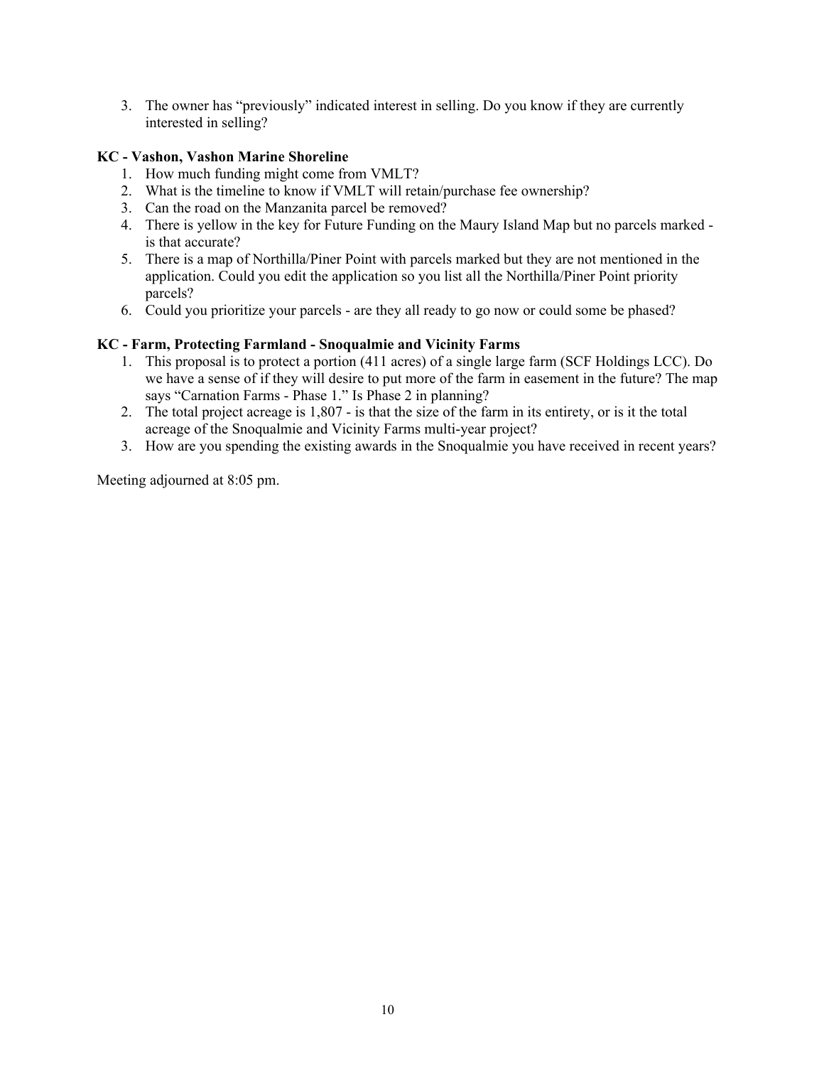3. The owner has "previously" indicated interest in selling. Do you know if they are currently interested in selling?

**KC - Vashon, Vashon Marine Shoreline**

1. How much funding might come from VMLT?
2. What is the timeline to know if VMLT will retain/purchase fee ownership?
3. Can the road on the Manzanita parcel be removed?
4. There is yellow in the key for Future Funding on the Maury Island Map but no parcels marked - is that accurate?
5. There is a map of Northilla/Piner Point with parcels marked but they are not mentioned in the application. Could you edit the application so you list all the Northilla/Piner Point priority parcels?
6. Could you prioritize your parcels - are they all ready to go now or could some be phased?

**KC - Farm, Protecting Farmland - Snoqualmie and Vicinity Farms**

1. This proposal is to protect a portion (411 acres) of a single large farm (SCF Holdings LCC). Do we have a sense of if they will desire to put more of the farm in easement in the future? The map says "Carnation Farms - Phase 1." Is Phase 2 in planning?
2. The total project acreage is 1,807 - is that the size of the farm in its entirety, or is it the total acreage of the Snoqualmie and Vicinity Farms multi-year project?
3. How are you spending the existing awards in the Snoqualmie you have received in recent years?

Meeting adjourned at 8:05 pm.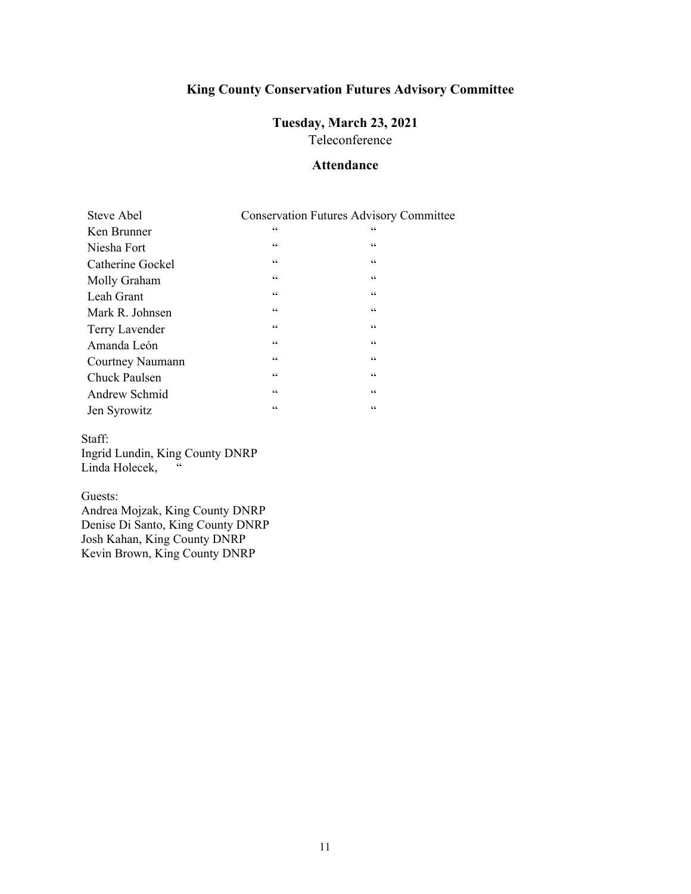## King County Conservation Futures Advisory Committee

**Tuesday, March 23, 2021**
Teleconference

**Attendance**

| | | |
|---|---|---|
| Steve Abel | Conservation Futures Advisory Committee | |
| Ken Brunner | " | " |
| Niesha Fort | " | " |
| Catherine Gockel | " | " |
| Molly Graham | " | " |
| Leah Grant | " | " |
| Mark R. Johnsen | " | " |
| Terry Lavender | " | " |
| Amanda León | " | " |
| Courtney Naumann | " | " |
| Chuck Paulsen | " | " |
| Andrew Schmid | " | " |
| Jen Syrowitz | " | " |

Staff:
Ingrid Lundin, King County DNRP
Linda Holecek, "

Guests:
Andrea Mojzak, King County DNRP
Denise Di Santo, King County DNRP
Josh Kahan, King County DNRP
Kevin Brown, King County DNRP